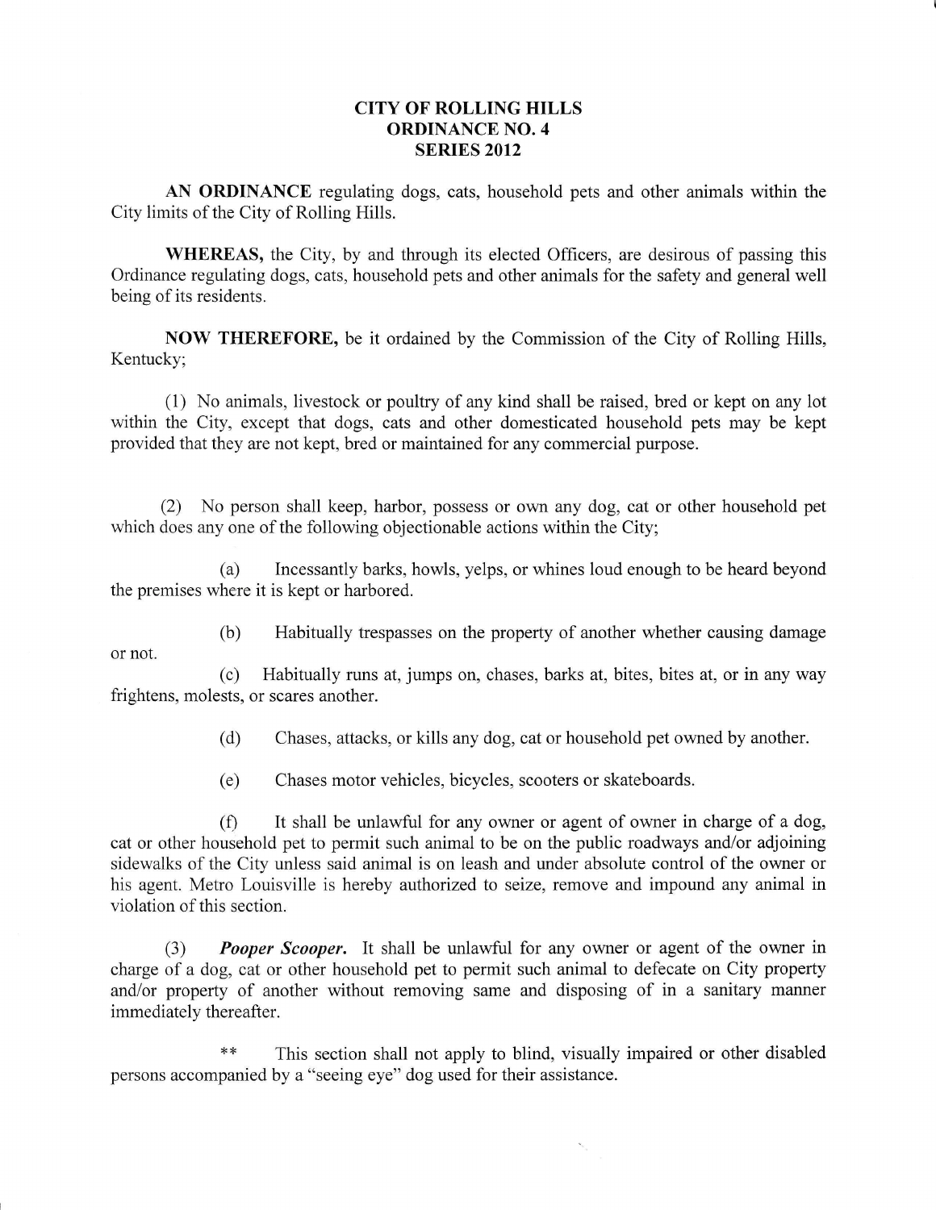# CITY OF ROLLING HILLS
# ORDINANCE NO. 4
# SERIES 2012

**AN ORDINANCE** regulating dogs, cats, household pets and other animals within the City limits of the City of Rolling Hills.

**WHEREAS,** the City, by and through its elected Officers, are desirous of passing this Ordinance regulating dogs, cats, household pets and other animals for the safety and general well being of its residents.

**NOW THEREFORE,** be it ordained by the Commission of the City of Rolling Hills, Kentucky;

(1) No animals, livestock or poultry of any kind shall be raised, bred or kept on any lot within the City, except that dogs, cats and other domesticated household pets may be kept provided that they are not kept, bred or maintained for any commercial purpose.

(2) No person shall keep, harbor, possess or own any dog, cat or other household pet which does any one of the following objectionable actions within the City;

(a) Incessantly barks, howls, yelps, or whines loud enough to be heard beyond the premises where it is kept or harbored.

(b) Habitually trespasses on the property of another whether causing damage or not.

(c) Habitually runs at, jumps on, chases, barks at, bites, bites at, or in any way frightens, molests, or scares another.

(d) Chases, attacks, or kills any dog, cat or household pet owned by another.

(e) Chases motor vehicles, bicycles, scooters or skateboards.

(f) It shall be unlawful for any owner or agent of owner in charge of a dog, cat or other household pet to permit such animal to be on the public roadways and/or adjoining sidewalks of the City unless said animal is on leash and under absolute control of the owner or his agent. Metro Louisville is hereby authorized to seize, remove and impound any animal in violation of this section.

(3) ***Pooper Scooper.*** It shall be unlawful for any owner or agent of the owner in charge of a dog, cat or other household pet to permit such animal to defecate on City property and/or property of another without removing same and disposing of in a sanitary manner immediately thereafter.

** This section shall not apply to blind, visually impaired or other disabled persons accompanied by a "seeing eye" dog used for their assistance.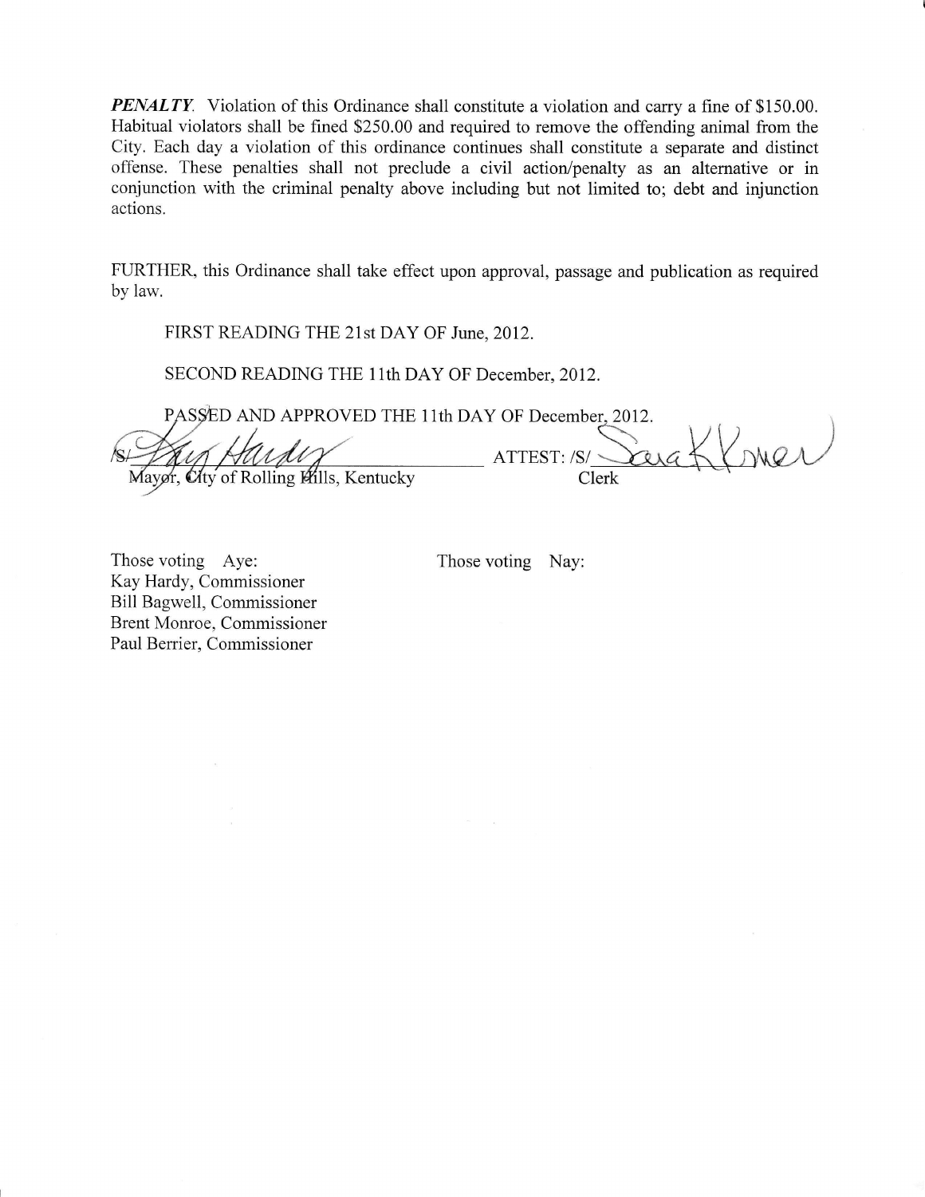***PENALTY.*** Violation of this Ordinance shall constitute a violation and carry a fine of $150.00. Habitual violators shall be fined $250.00 and required to remove the offending animal from the City. Each day a violation of this ordinance continues shall constitute a separate and distinct offense. These penalties shall not preclude a civil action/penalty as an alternative or in conjunction with the criminal penalty above including but not limited to; debt and injunction actions.

FURTHER, this Ordinance shall take effect upon approval, passage and publication as required by law.

FIRST READING THE 21st DAY OF June, 2012.

SECOND READING THE 11th DAY OF December, 2012.

PASSED AND APPROVED THE 11th DAY OF December, 2012.

/S/ Kay Hardy
Mayor, City of Rolling Hills, Kentucky

ATTEST: /S/ Sara K Komer
Clerk

Those voting Aye:
Kay Hardy, Commissioner
Bill Bagwell, Commissioner
Brent Monroe, Commissioner
Paul Berrier, Commissioner

Those voting Nay: